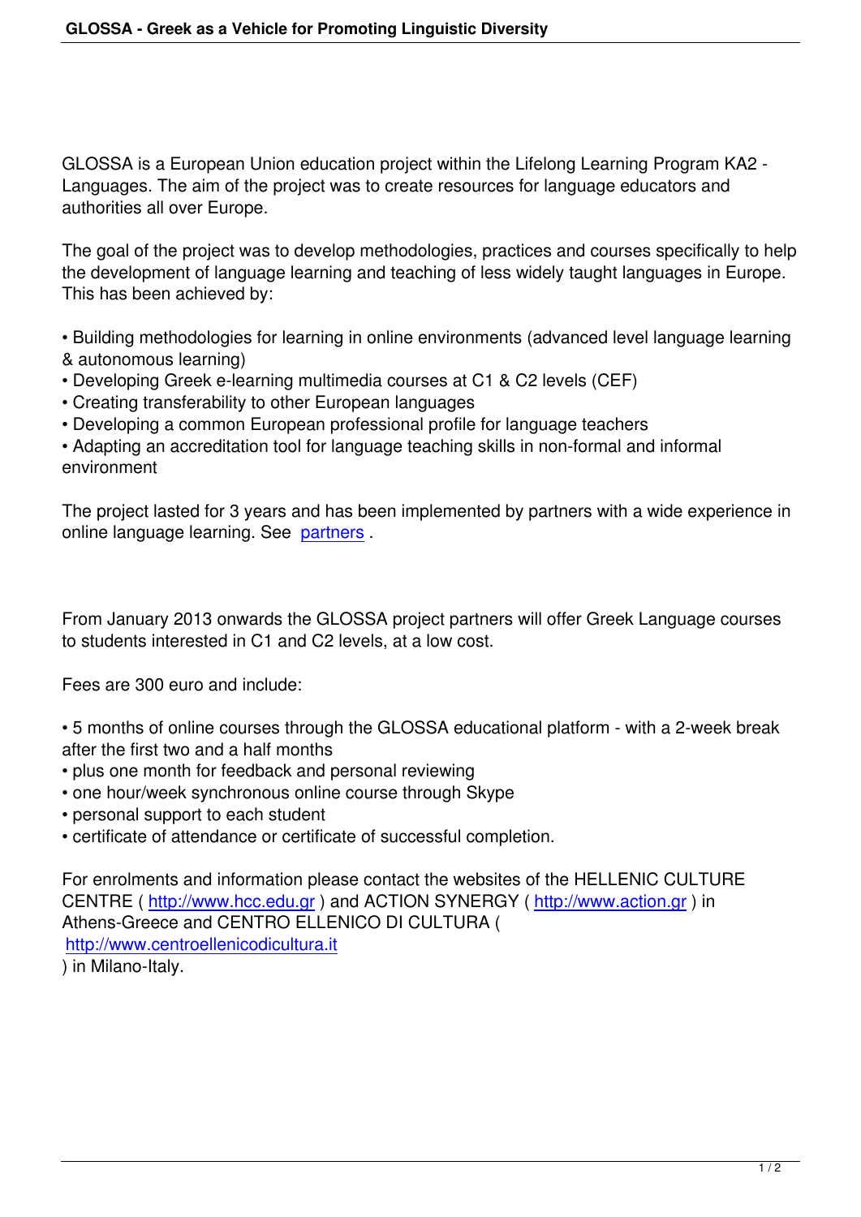GLOSSA is a European Union education project within the Lifelong Learning Program KA2 - Languages. The aim of the project was to create resources for language educators and authorities all over Europe.

The goal of the project was to develop methodologies, practices and courses specifically to help the development of language learning and teaching of less widely taught languages in Europe. This has been achieved by:

- Building methodologies for learning in online environments (advanced level language learning & autonomous learning)
- Developing Greek e-learning multimedia courses at C1 & C2 levels (CEF)
- Creating transferability to other European languages
- Developing a common European professional profile for language teachers
- Adapting an accreditation tool for language teaching skills in non-formal and informal environment

The project lasted for 3 years and has been implemented by partners with a wide experience in online language learning. See [partners](partners) .

From January 2013 onwards the GLOSSA project partners will offer Greek Language courses to students interested in C1 and C2 levels, at a low cost.

Fees are 300 euro and include:

- 5 months of online courses through the GLOSSA educational platform - with a 2-week break after the first two and a half months
- plus one month for feedback and personal reviewing
- one hour/week synchronous online course through Skype
- personal support to each student
- certificate of attendance or certificate of successful completion.

For enrolments and information please contact the websites of the HELLENIC CULTURE CENTRE ( [http://www.hcc.edu.gr](http://www.hcc.edu.gr) ) and ACTION SYNERGY ( [http://www.action.gr](http://www.action.gr) ) in Athens-Greece and CENTRO ELLENICO DI CULTURA ( [http://www.centroellenicodicultura.it](http://www.centroellenicodicultura.it) ) in Milano-Italy.